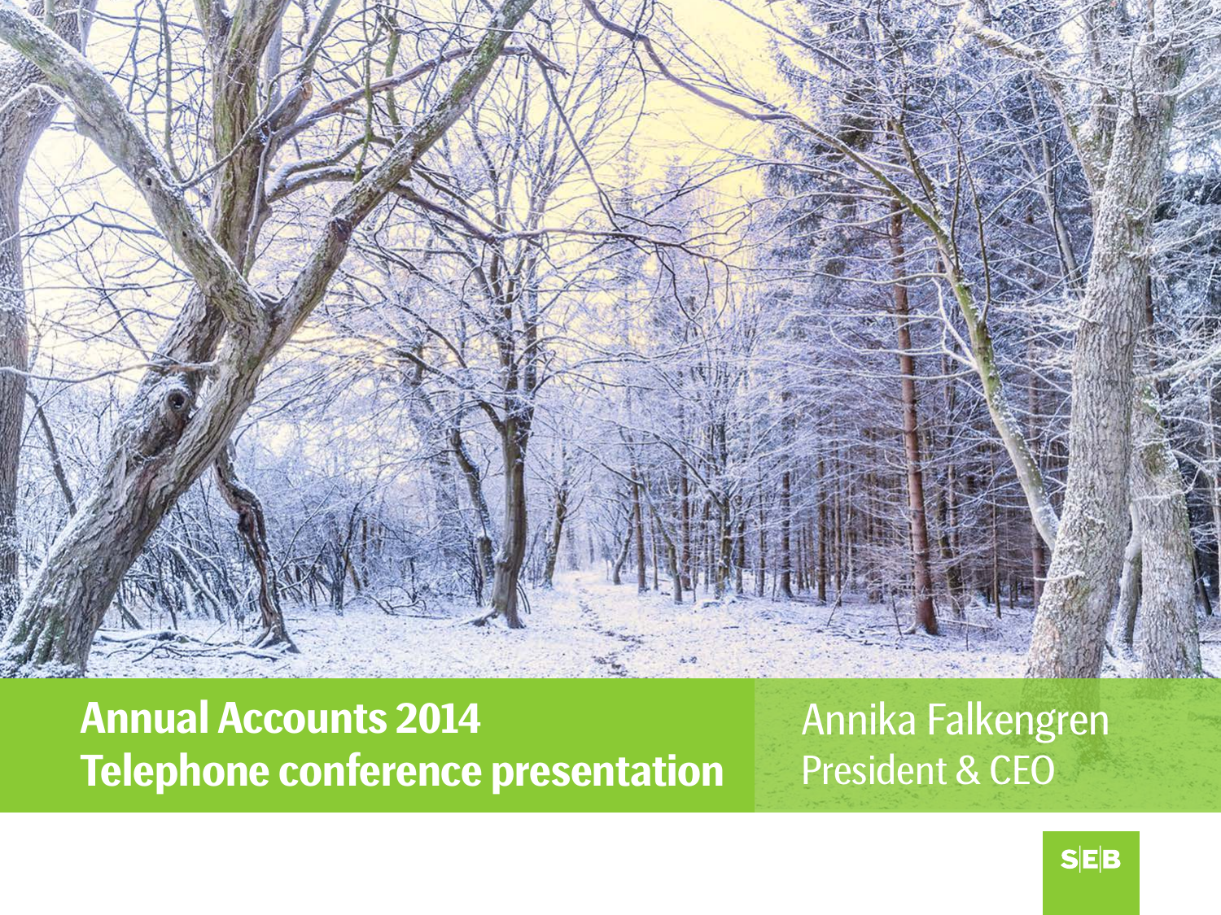# Annual Accounts 2014
# Telephone conference presentation

Annika Falkengren
President & CEO

SEB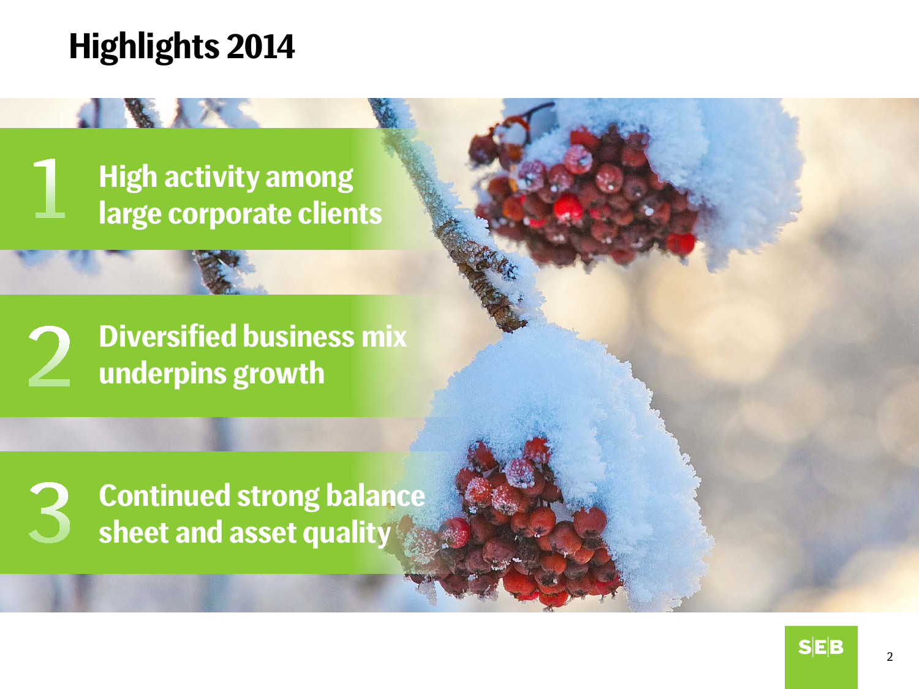# Highlights 2014

1. High activity among large corporate clients
2. Diversified business mix underpins growth
3. Continued strong balance sheet and asset quality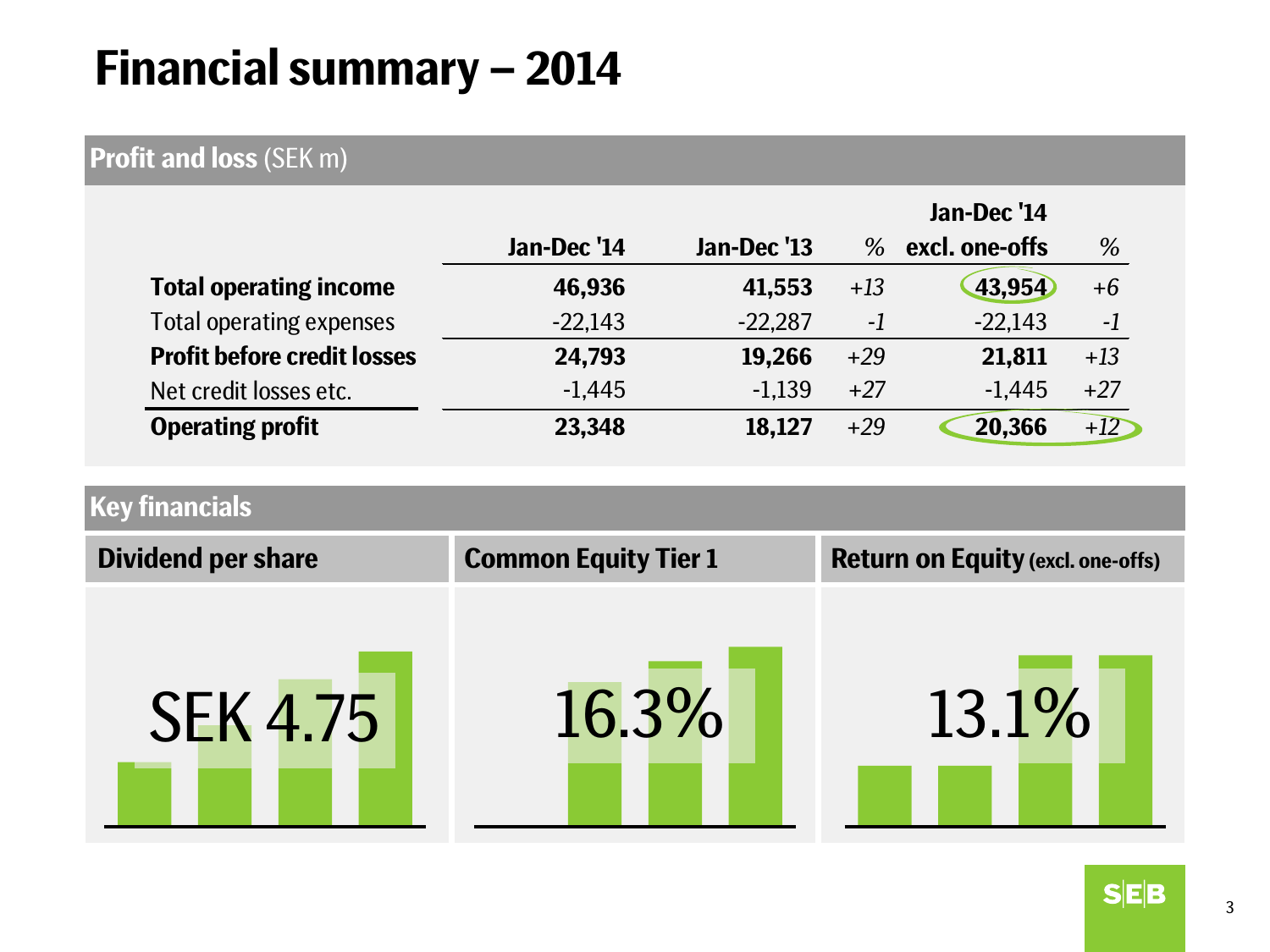# Financial summary – 2014

## Profit and loss (SEK m)

| | Jan-Dec '14 | Jan-Dec '13 | % | Jan-Dec '14 excl. one-offs | % |
|---|---|---|---|---|---|
| **Total operating income** | **46,936** | **41,553** | *+13* | **43,954** | *+6* |
| Total operating expenses | -22,143 | -22,287 | *-1* | -22,143 | *-1* |
| **Profit before credit losses** | **24,793** | **19,266** | *+29* | **21,811** | *+13* |
| Net credit losses etc. | -1,445 | -1,139 | *+27* | -1,445 | *+27* |
| **Operating profit** | **23,348** | **18,127** | *+29* | **20,366** | *+12* |

## Key financials

| Dividend per share | Common Equity Tier 1 | Return on Equity (excl. one-offs) |
|---|---|---|
| SEK 4.75 | 16.3% | 13.1% |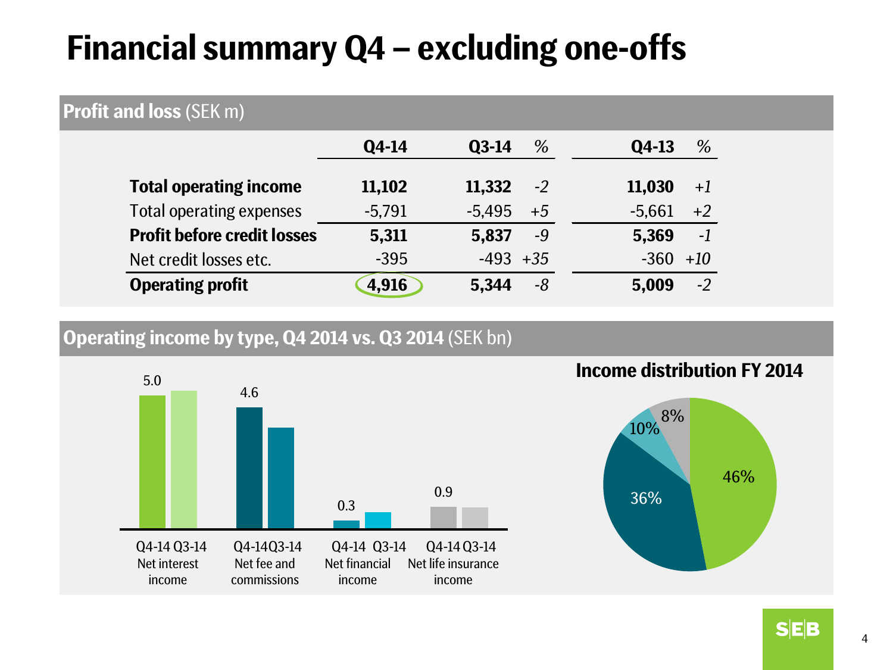# Financial summary Q4 – excluding one-offs

## Profit and loss (SEK m)

| | Q4-14 | Q3-14 | % | Q4-13 | % |
|---|---|---|---|---|---|
| **Total operating income** | **11,102** | **11,332** | *-2* | **11,030** | *+1* |
| Total operating expenses | -5,791 | -5,495 | *+5* | -5,661 | *+2* |
| **Profit before credit losses** | **5,311** | **5,837** | *-9* | **5,369** | *-1* |
| Net credit losses etc. | -395 | -493 | *+35* | -360 | *+10* |
| **Operating profit** | **4,916** | **5,344** | *-8* | **5,009** | *-2* |

## Operating income by type, Q4 2014 vs. Q3 2014 (SEK bn)

| | Q4-14 | Q3-14 |
|---|---|---|
| Net interest income | 5.0 | |
| Net fee and commissions | 4.6 | |
| Net financial income | 0.3 | |
| Net life insurance income | 0.9 | |

**Income distribution FY 2014**

46%, 36%, 10%, 8%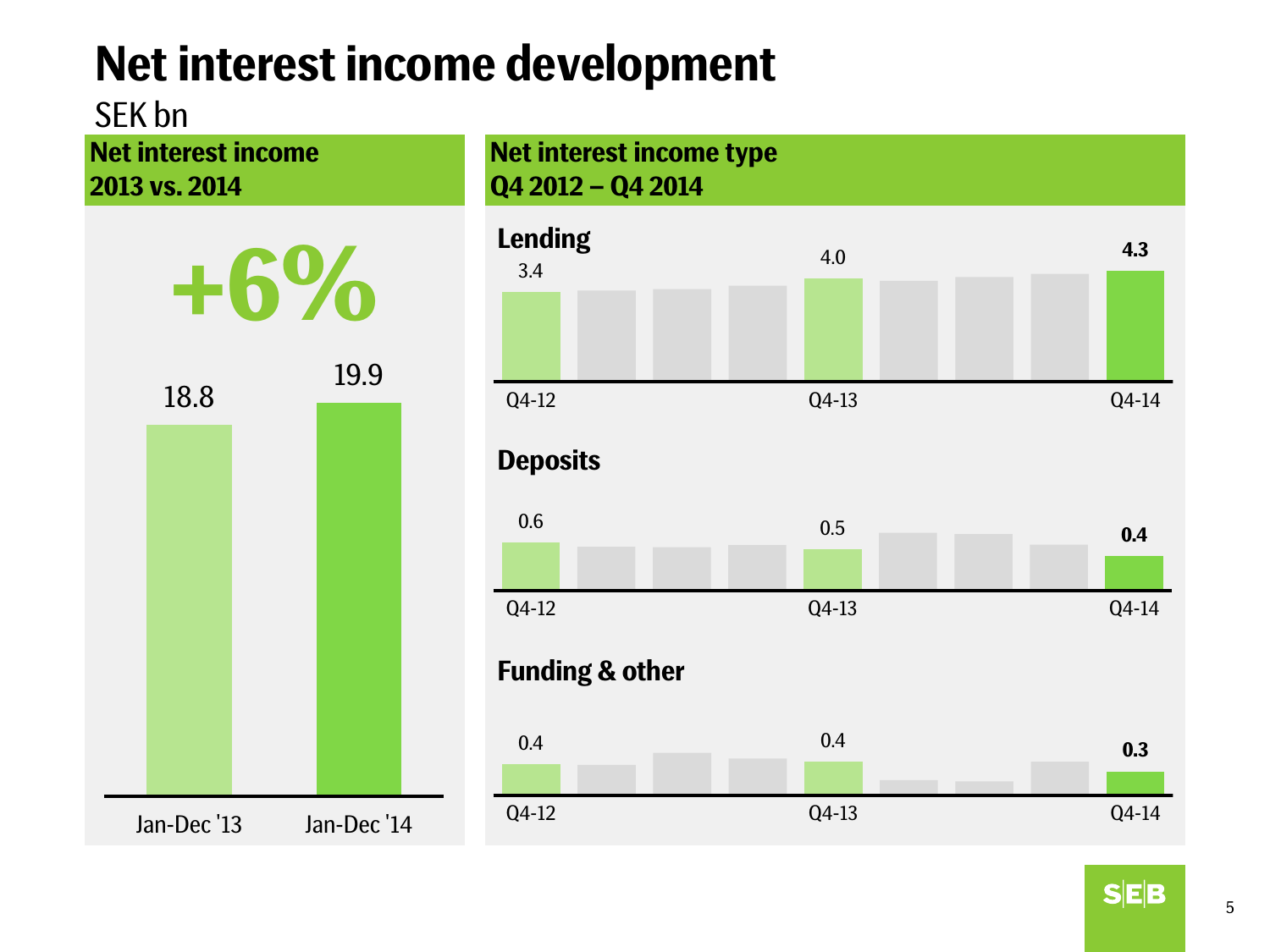# Net interest income development

SEK bn

## Net interest income 2013 vs. 2014

**+6%**

| Period | SEK bn |
|---|---|
| Jan-Dec '13 | 18.8 |
| Jan-Dec '14 | 19.9 |

## Net interest income type Q4 2012 – Q4 2014

**Lending**

| Q4-12 | Q4-13 | Q4-14 |
|---|---|---|
| 3.4 | 4.0 | **4.3** |

**Deposits**

| Q4-12 | Q4-13 | Q4-14 |
|---|---|---|
| 0.6 | 0.5 | **0.4** |

**Funding & other**

| Q4-12 | Q4-13 | Q4-14 |
|---|---|---|
| 0.4 | 0.4 | **0.3** |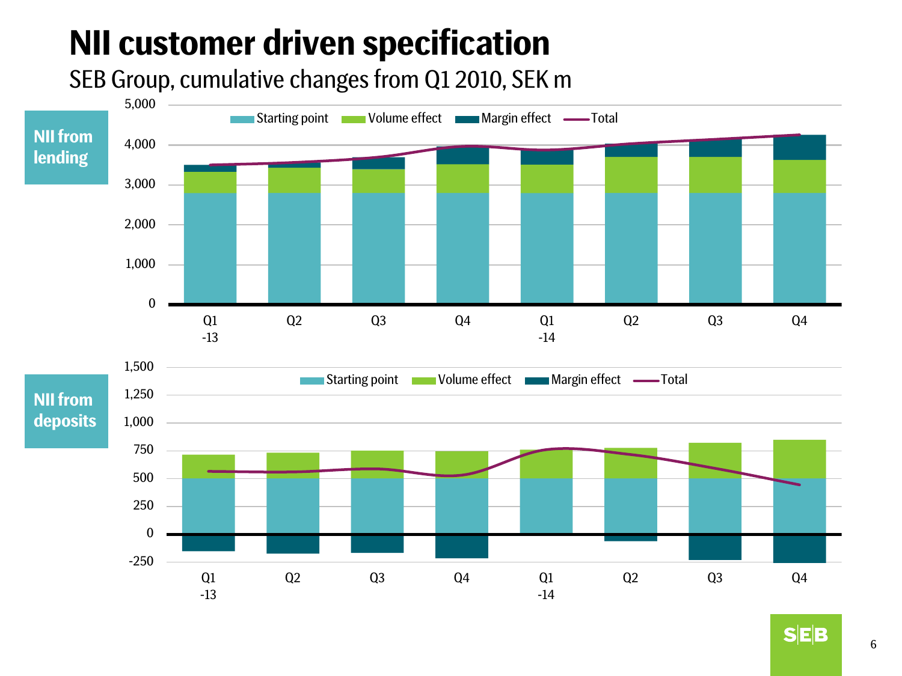# NII customer driven specification

SEB Group, cumulative changes from Q1 2010, SEK m

**NII from lending**

Legend: Starting point, Volume effect, Margin effect, Total

Y-axis: 0, 1,000, 2,000, 3,000, 4,000, 5,000

X-axis: Q1 -13, Q2, Q3, Q4, Q1 -14, Q2, Q3, Q4

**NII from deposits**

Legend: Starting point, Volume effect, Margin effect, Total

Y-axis: -250, 0, 250, 500, 750, 1,000, 1,250, 1,500

X-axis: Q1 -13, Q2, Q3, Q4, Q1 -14, Q2, Q3, Q4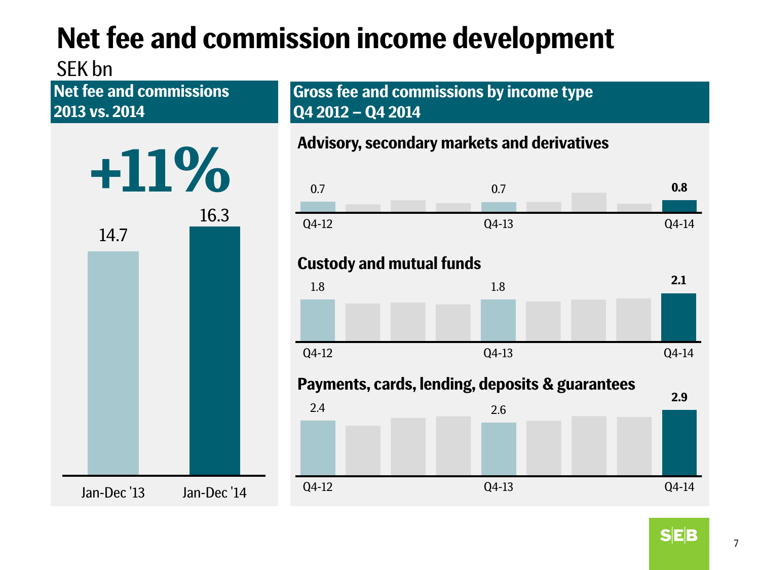# Net fee and commission income development

SEK bn

## Net fee and commissions 2013 vs. 2014

**+11%**

| Period | SEK bn |
|---|---|
| Jan-Dec '13 | 14.7 |
| Jan-Dec '14 | 16.3 |

## Gross fee and commissions by income type Q4 2012 – Q4 2014

### Advisory, secondary markets and derivatives

| Q4-12 | Q4-13 | Q4-14 |
|---|---|---|
| 0.7 | 0.7 | **0.8** |

### Custody and mutual funds

| Q4-12 | Q4-13 | Q4-14 |
|---|---|---|
| 1.8 | 1.8 | **2.1** |

### Payments, cards, lending, deposits & guarantees

| Q4-12 | Q4-13 | Q4-14 |
|---|---|---|
| 2.4 | 2.6 | **2.9** |

SEB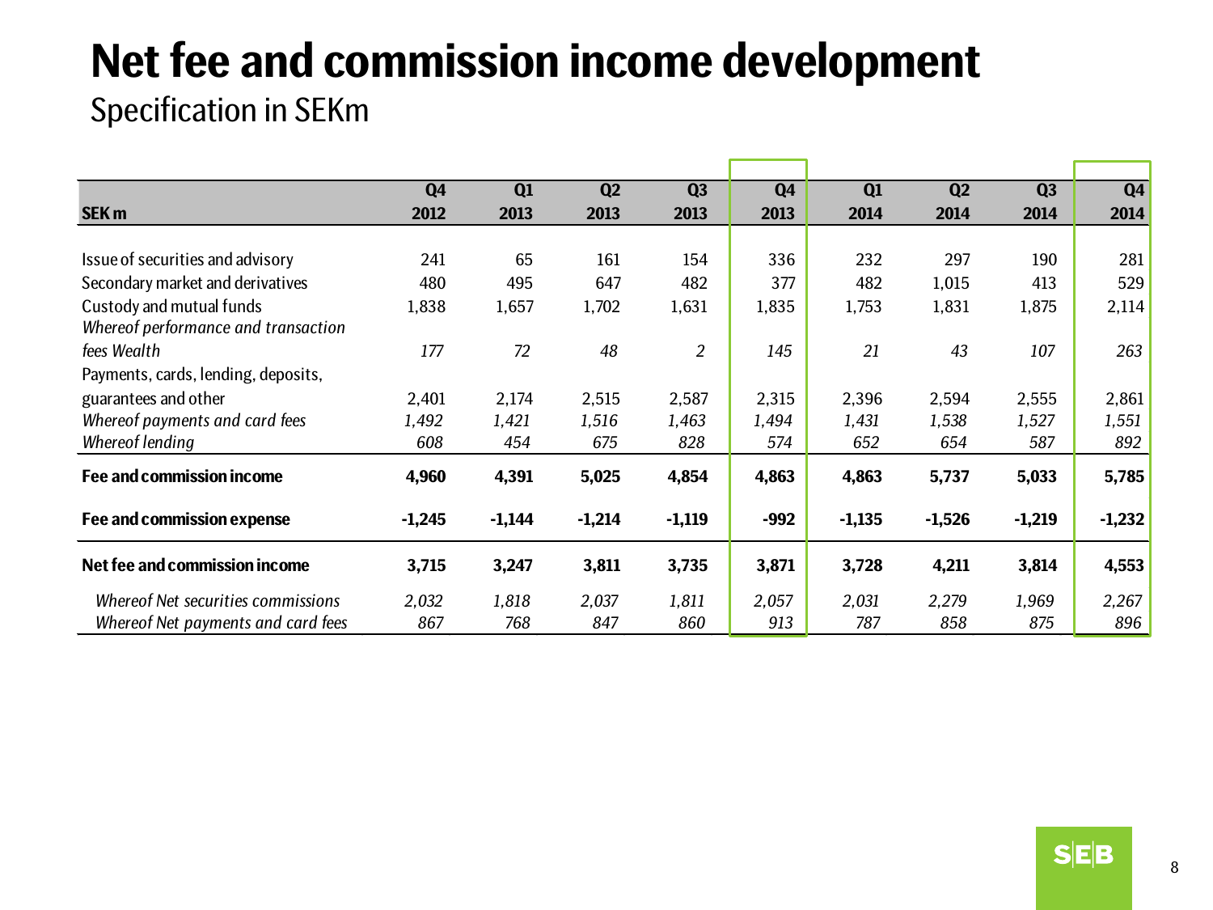# Net fee and commission income development

Specification in SEKm

| SEK m | Q4 2012 | Q1 2013 | Q2 2013 | Q3 2013 | Q4 2013 | Q1 2014 | Q2 2014 | Q3 2014 | Q4 2014 |
|---|---|---|---|---|---|---|---|---|---|
| Issue of securities and advisory | 241 | 65 | 161 | 154 | 336 | 232 | 297 | 190 | 281 |
| Secondary market and derivatives | 480 | 495 | 647 | 482 | 377 | 482 | 1,015 | 413 | 529 |
| Custody and mutual funds | 1,838 | 1,657 | 1,702 | 1,631 | 1,835 | 1,753 | 1,831 | 1,875 | 2,114 |
| *Whereof performance and transaction fees Wealth* | *177* | *72* | *48* | *2* | *145* | *21* | *43* | *107* | *263* |
| Payments, cards, lending, deposits, guarantees and other | 2,401 | 2,174 | 2,515 | 2,587 | 2,315 | 2,396 | 2,594 | 2,555 | 2,861 |
| *Whereof payments and card fees* | *1,492* | *1,421* | *1,516* | *1,463* | *1,494* | *1,431* | *1,538* | *1,527* | *1,551* |
| *Whereof lending* | *608* | *454* | *675* | *828* | *574* | *652* | *654* | *587* | *892* |
| **Fee and commission income** | **4,960** | **4,391** | **5,025** | **4,854** | **4,863** | **4,863** | **5,737** | **5,033** | **5,785** |
| **Fee and commission expense** | **-1,245** | **-1,144** | **-1,214** | **-1,119** | **-992** | **-1,135** | **-1,526** | **-1,219** | **-1,232** |
| **Net fee and commission income** | **3,715** | **3,247** | **3,811** | **3,735** | **3,871** | **3,728** | **4,211** | **3,814** | **4,553** |
| *Whereof Net securities commissions* | *2,032* | *1,818* | *2,037* | *1,811* | *2,057* | *2,031* | *2,279* | *1,969* | *2,267* |
| *Whereof Net payments and card fees* | *867* | *768* | *847* | *860* | *913* | *787* | *858* | *875* | *896* |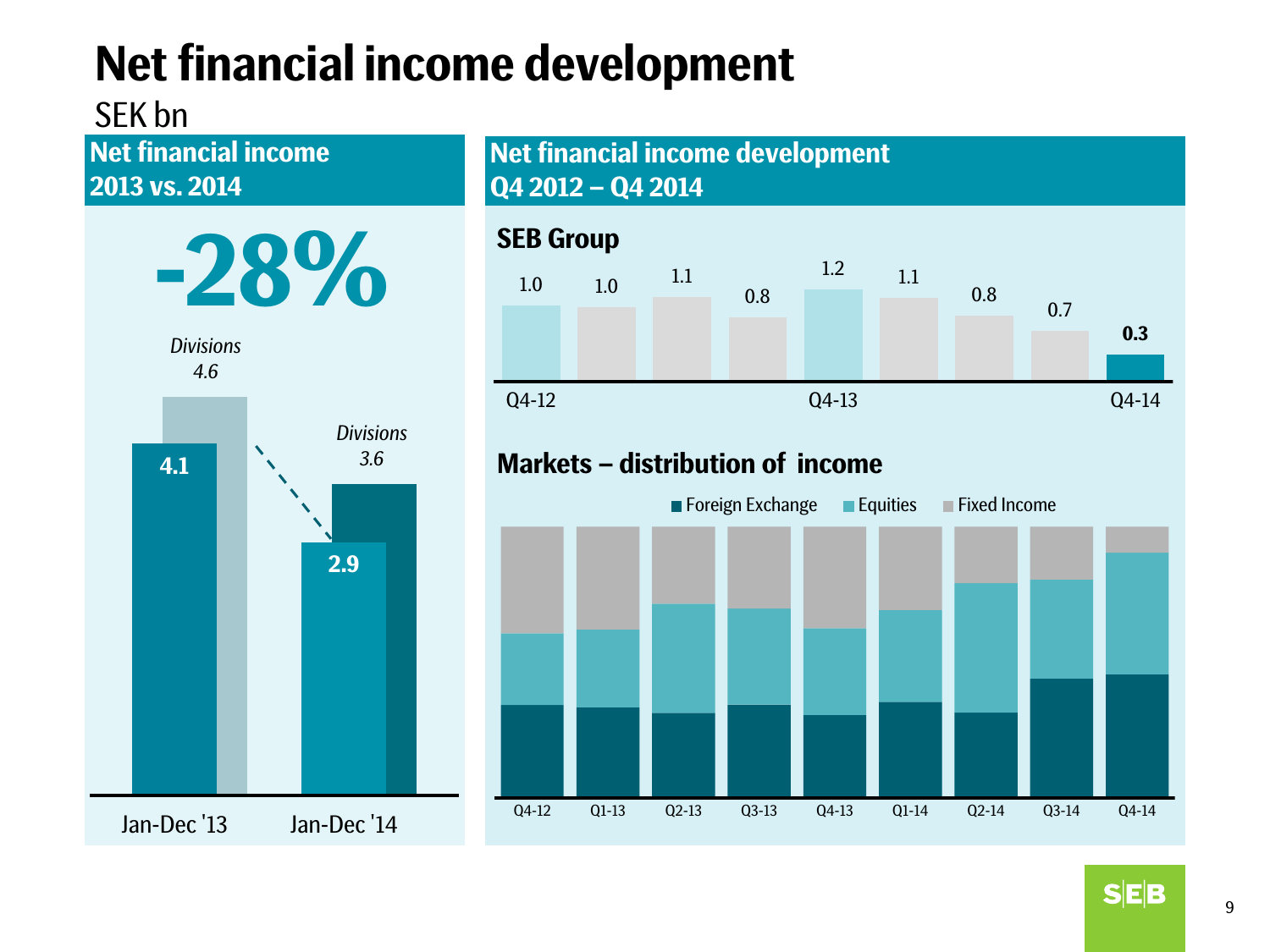# Net financial income development

SEK bn

## Net financial income 2013 vs. 2014

**-28%**

| | Jan-Dec '13 | Jan-Dec '14 |
|---|---|---|
| Group | 4.1 | 2.9 |
| *Divisions* | *4.6* | *3.6* |

## Net financial income development Q4 2012 – Q4 2014

### SEB Group

| Q4-12 | Q1-13 | Q2-13 | Q3-13 | Q4-13 | Q1-14 | Q2-14 | Q3-14 | Q4-14 |
|---|---|---|---|---|---|---|---|---|
| 1.0 | 1.0 | 1.1 | 0.8 | 1.2 | 1.1 | 0.8 | 0.7 | **0.3** |

### Markets – distribution of income

Foreign Exchange, Equities, Fixed Income

Q4-12, Q1-13, Q2-13, Q3-13, Q4-13, Q1-14, Q2-14, Q3-14, Q4-14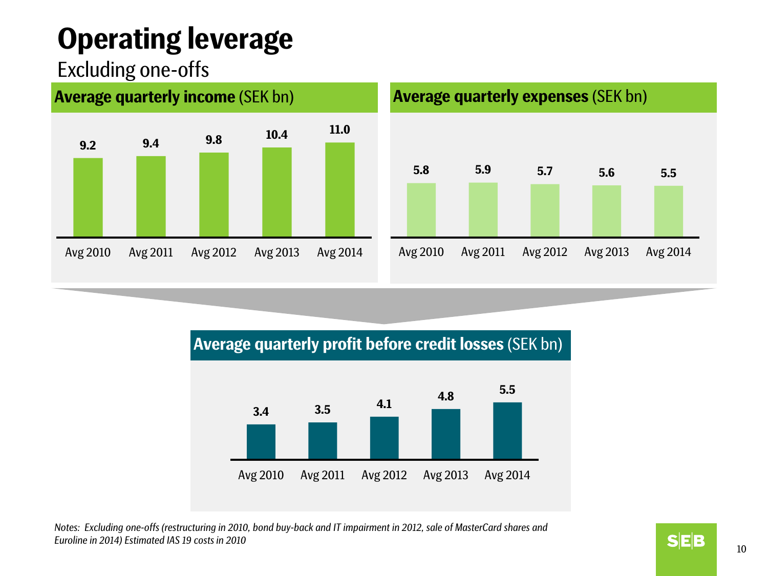# Operating leverage

Excluding one-offs

**Average quarterly income** (SEK bn)

| Avg 2010 | Avg 2011 | Avg 2012 | Avg 2013 | Avg 2014 |
|---|---|---|---|---|
| 9.2 | 9.4 | 9.8 | 10.4 | 11.0 |

**Average quarterly expenses** (SEK bn)

| Avg 2010 | Avg 2011 | Avg 2012 | Avg 2013 | Avg 2014 |
|---|---|---|---|---|
| 5.8 | 5.9 | 5.7 | 5.6 | 5.5 |

**Average quarterly profit before credit losses** (SEK bn)

| Avg 2010 | Avg 2011 | Avg 2012 | Avg 2013 | Avg 2014 |
|---|---|---|---|---|
| 3.4 | 3.5 | 4.1 | 4.8 | 5.5 |

*Notes: Excluding one-offs (restructuring in 2010, bond buy-back and IT impairment in 2012, sale of MasterCard shares and Euroline in 2014) Estimated IAS 19 costs in 2010*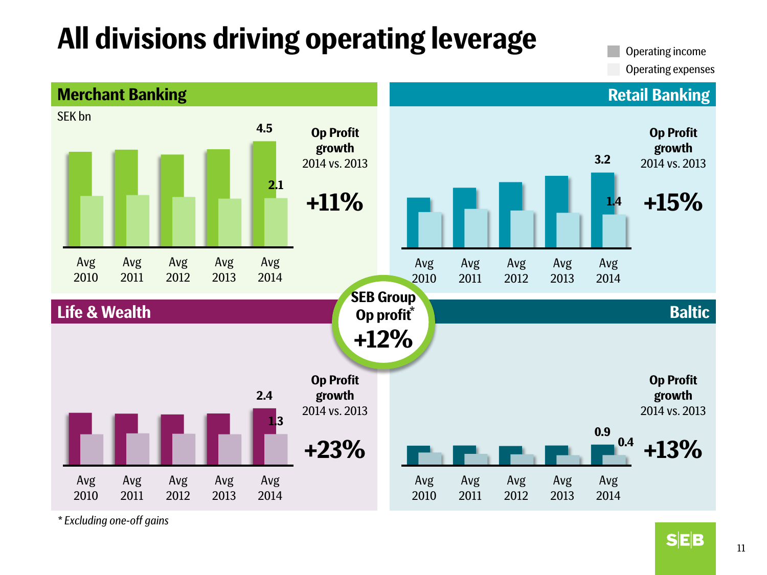# All divisions driving operating leverage

Operating income
Operating expenses

## Merchant Banking

SEK bn

Avg 2010, Avg 2011, Avg 2012, Avg 2013, Avg 2014

Avg 2014: Operating income 4.5, Operating expenses 2.1

**Op Profit growth**
2014 vs. 2013

**+11%**

## Retail Banking

Avg 2010, Avg 2011, Avg 2012, Avg 2013, Avg 2014

Avg 2014: Operating income 3.2, Operating expenses 1.4

**Op Profit growth**
2014 vs. 2013

**+15%**

## Life & Wealth

Avg 2010, Avg 2011, Avg 2012, Avg 2013, Avg 2014

Avg 2014: Operating income 2.4, Operating expenses 1.3

**Op Profit growth**
2014 vs. 2013

**+23%**

## Baltic

Avg 2010, Avg 2011, Avg 2012, Avg 2013, Avg 2014

Avg 2014: Operating income 0.9, Operating expenses 0.4

**Op Profit growth**
2014 vs. 2013

**+13%**

**SEB Group Op profit***
**+12%**

*\* Excluding one-off gains*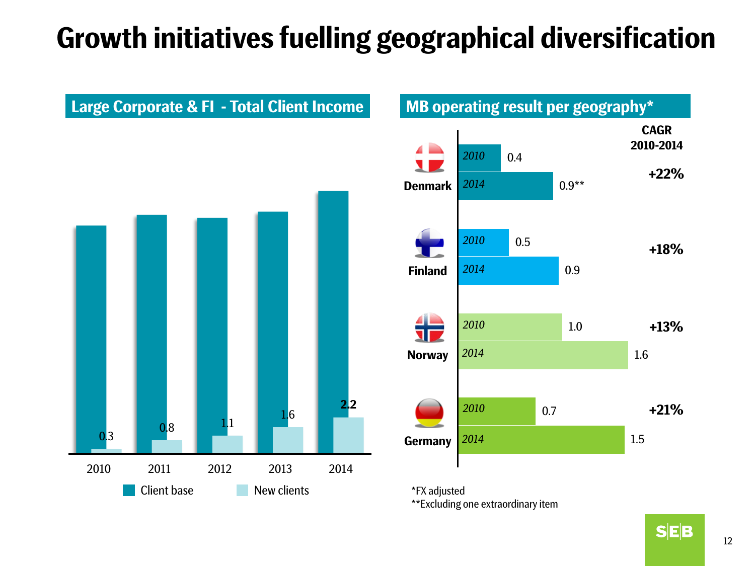# Growth initiatives fuelling geographical diversification

## Large Corporate & FI - Total Client Income

| | 2010 | 2011 | 2012 | 2013 | 2014 |
|---|---|---|---|---|---|
| New clients | 0.3 | 0.8 | 1.1 | 1.6 | 2.2 |

Client base / New clients

## MB operating result per geography*

| | 2010 | 2014 | CAGR 2010-2014 |
|---|---|---|---|
| Denmark | 0.4 | 0.9** | +22% |
| Finland | 0.5 | 0.9 | +18% |
| Norway | 1.0 | 1.6 | +13% |
| Germany | 0.7 | 1.5 | +21% |

*FX adjusted
**Excluding one extraordinary item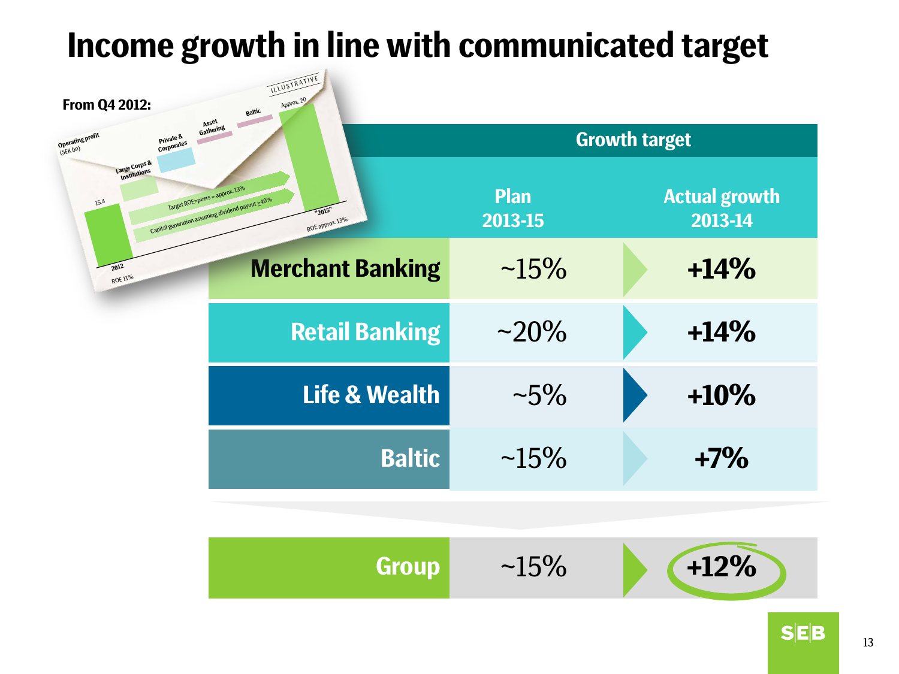# Income growth in line with communicated target

**From Q4 2012:**

ILLUSTRATIVE

Operating profit (SEK bn)

15.4 — 2012, ROE 11%

Large Corps & Institutions, Private & Corporates, Asset Gathering, Baltic

Target ROE>peers = approx. 13%

Capital generation assuming dividend payout ≥40%

Approx. 20 — "2015", ROE approx. 13%

| | Growth target | |
|---|---|---|
| | Plan 2013-15 | Actual growth 2013-14 |
| **Merchant Banking** | ~15% | **+14%** |
| **Retail Banking** | ~20% | **+14%** |
| **Life & Wealth** | ~5% | **+10%** |
| **Baltic** | ~15% | **+7%** |
| **Group** | ~15% | **+12%** |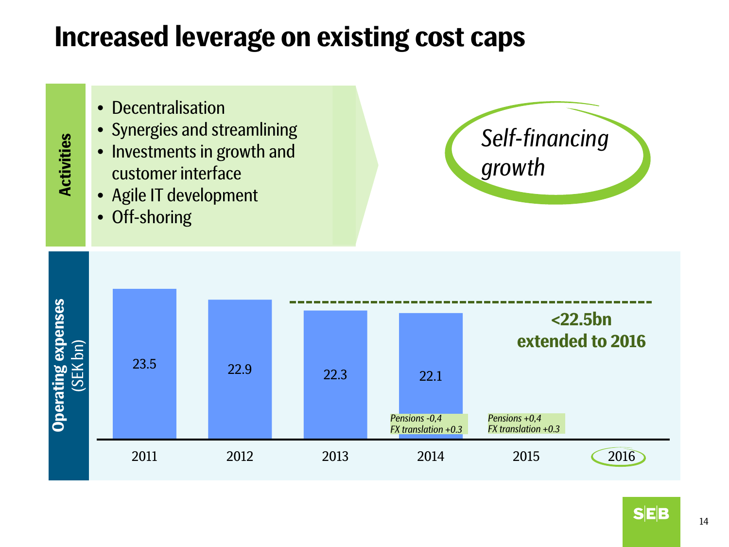# Increased leverage on existing cost caps

**Activities**

- Decentralisation
- Synergies and streamlining
- Investments in growth and customer interface
- Agile IT development
- Off-shoring

*Self-financing growth*

**Operating expenses** (SEK bn)

| Year | Operating expenses (SEK bn) | Note |
|---|---|---|
| 2011 | 23.5 | |
| 2012 | 22.9 | |
| 2013 | 22.3 | |
| 2014 | 22.1 | *Pensions -0,4*<br>*FX translation +0.3* |
| 2015 | | *Pensions +0,4*<br>*FX translation +0.3* |
| 2016 | | |

**<22.5bn extended to 2016**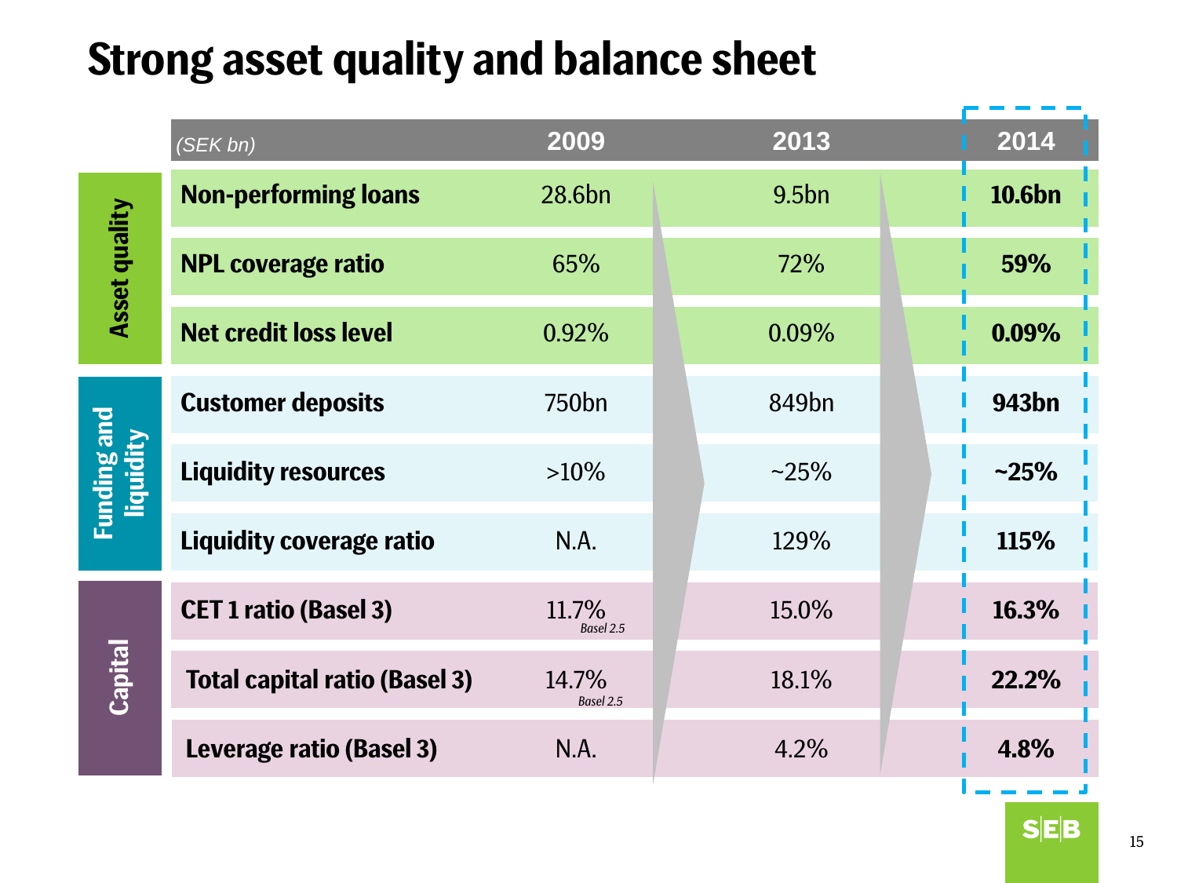# Strong asset quality and balance sheet

| | (SEK bn) | 2009 | 2013 | 2014 |
|---|---|---|---|---|
| Asset quality | Non-performing loans | 28.6bn | 9.5bn | **10.6bn** |
| | NPL coverage ratio | 65% | 72% | **59%** |
| | Net credit loss level | 0.92% | 0.09% | **0.09%** |
| Funding and liquidity | Customer deposits | 750bn | 849bn | **943bn** |
| | Liquidity resources | >10% | ~25% | **~25%** |
| | Liquidity coverage ratio | N.A. | 129% | **115%** |
| Capital | CET 1 ratio (Basel 3) | 11.7% *Basel 2.5* | 15.0% | **16.3%** |
| | Total capital ratio (Basel 3) | 14.7% *Basel 2.5* | 18.1% | **22.2%** |
| | Leverage ratio (Basel 3) | N.A. | 4.2% | **4.8%** |

SEB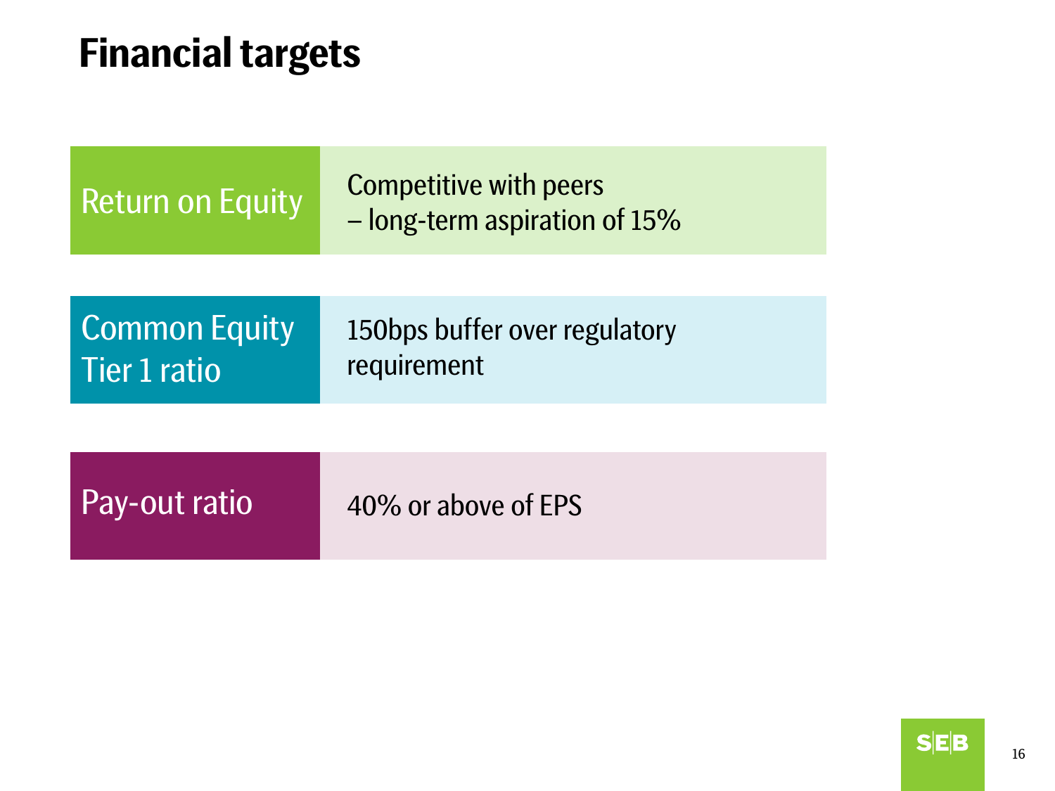# Financial targets

| | |
|---|---|
| Return on Equity | Competitive with peers – long-term aspiration of 15% |
| Common Equity Tier 1 ratio | 150bps buffer over regulatory requirement |
| Pay-out ratio | 40% or above of EPS |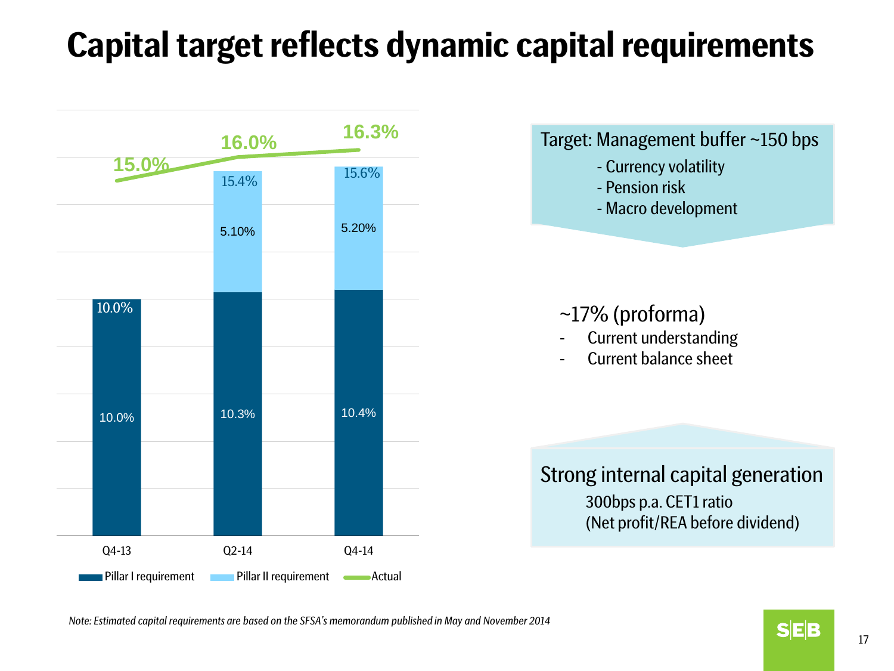# Capital target reflects dynamic capital requirements

| | Q4-13 | Q2-14 | Q4-14 |
|---|---|---|---|
| Pillar I requirement | 10.0% | 10.3% | 10.4% |
| Pillar II requirement | | 5.10% | 5.20% |
| Total requirement | 10.0% | 15.4% | 15.6% |
| Actual | 15.0% | 16.0% | 16.3% |

Target: Management buffer ~150 bps
- Currency volatility
- Pension risk
- Macro development

~17% (proforma)
- Current understanding
- Current balance sheet

Strong internal capital generation
300bps p.a. CET1 ratio
(Net profit/REA before dividend)

*Note: Estimated capital requirements are based on the SFSA's memorandum published in May and November 2014*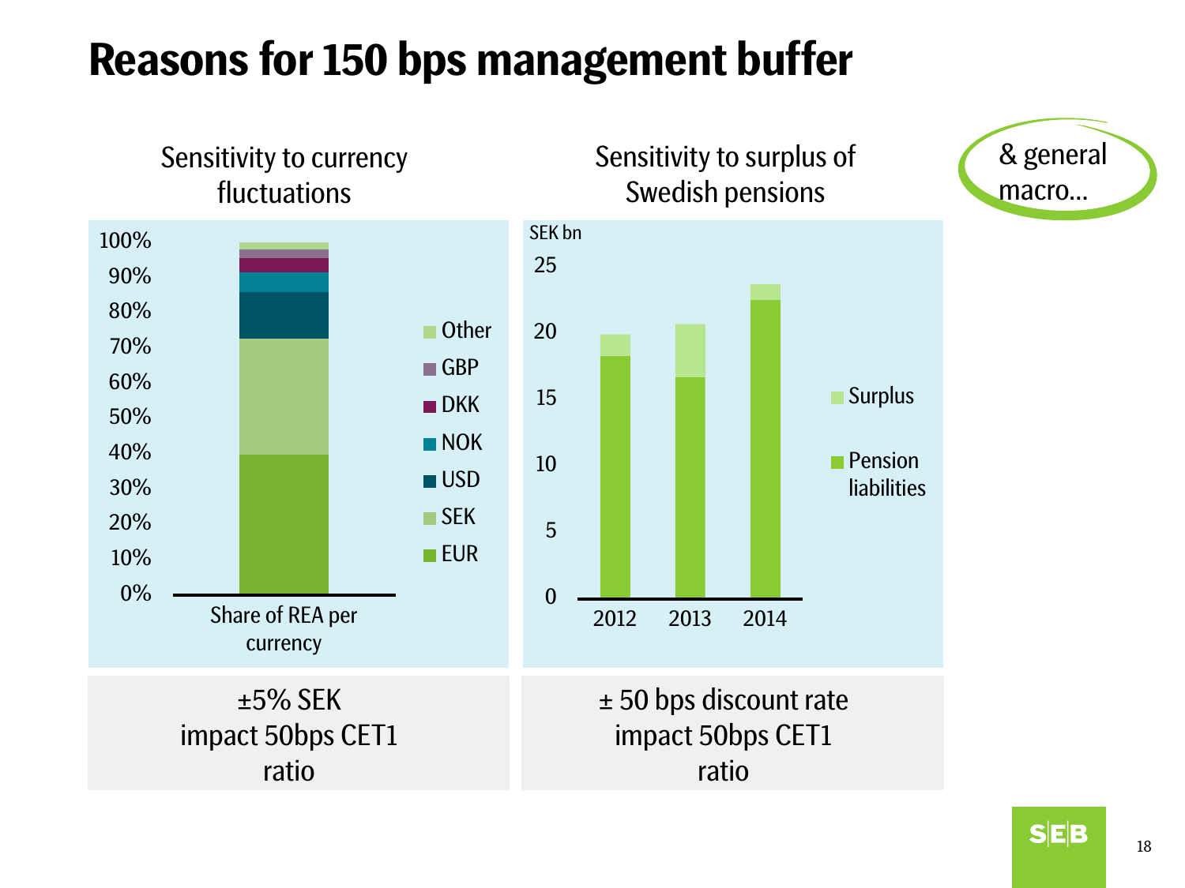# Reasons for 150 bps management buffer

& general macro…

## Sensitivity to currency fluctuations

Share of REA per currency

Legend: Other, GBP, DKK, NOK, USD, SEK, EUR

±5% SEK impact 50bps CET1 ratio

## Sensitivity to surplus of Swedish pensions

SEK bn

| Year | Pension liabilities | Surplus |
|---|---|---|
| 2012 | ~18 | ~1.6 |
| 2013 | ~16.5 | ~4 |
| 2014 | ~22.5 | ~1.2 |

± 50 bps discount rate impact 50bps CET1 ratio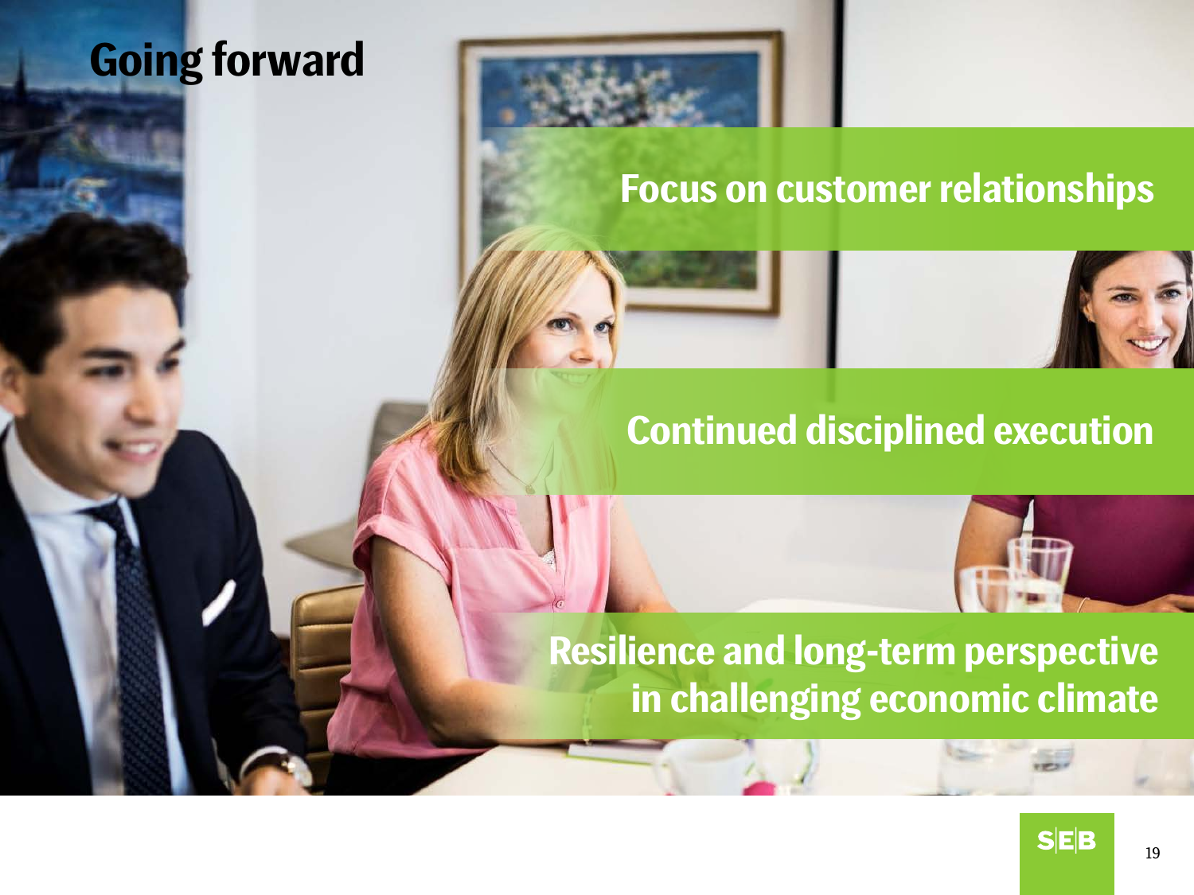# Going forward

**Focus on customer relationships**

**Continued disciplined execution**

**Resilience and long-term perspective in challenging economic climate**